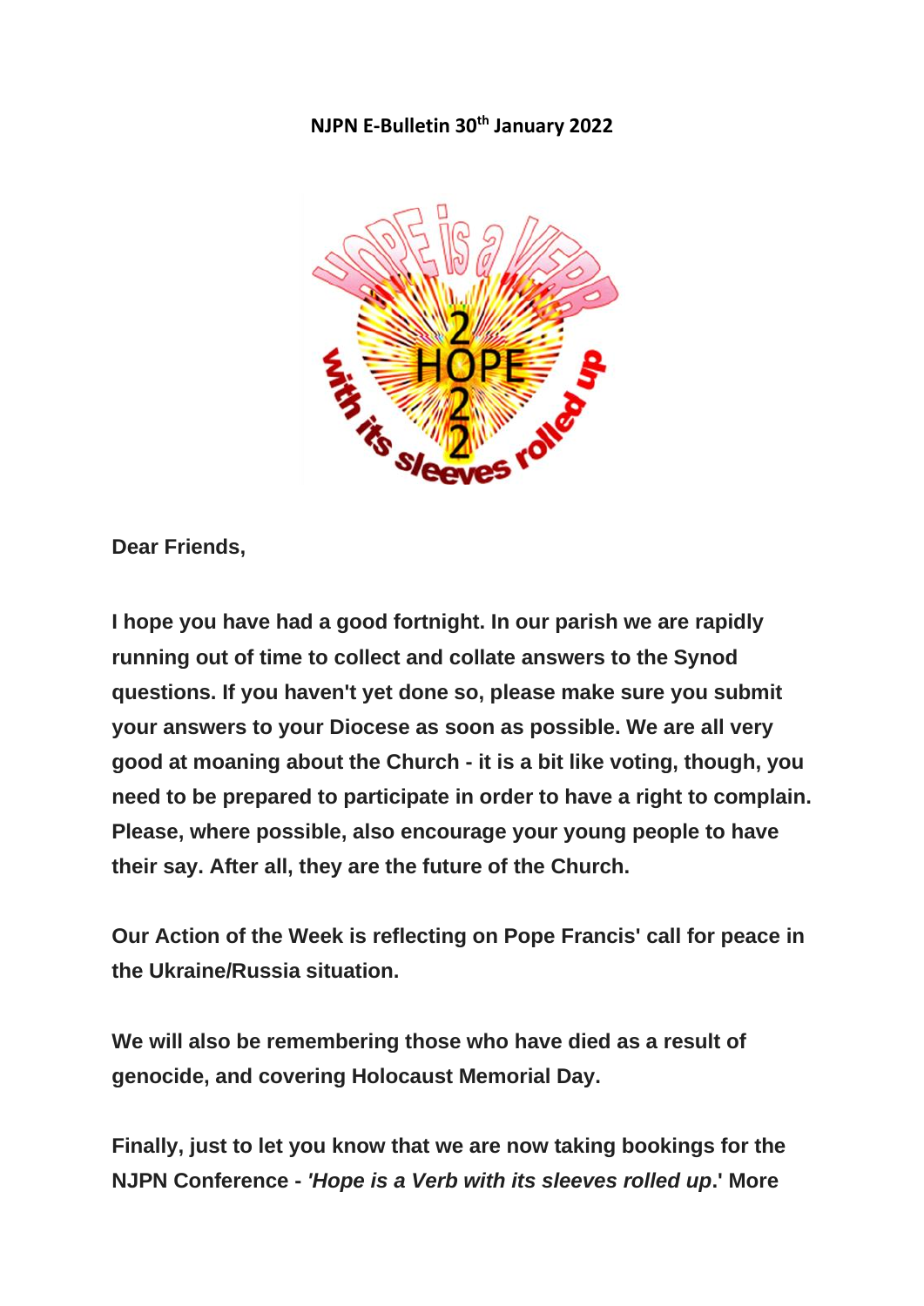**NJPN E-Bulletin 30th January 2022**

**Dear Friends,**

**I hope you have had a good fortnight. In our parish we are rapidly running out of time to collect and collate answers to the Synod questions. If you haven't yet done so, please make sure you submit your answers to your Diocese as soon as possible. We are all very good at moaning about the Church - it is a bit like voting, though, you need to be prepared to participate in order to have a right to complain. Please, where possible, also encourage your young people to have their say. After all, they are the future of the Church.**

**Our Action of the Week is reflecting on Pope Francis' call for peace in the Ukraine/Russia situation.**

**We will also be remembering those who have died as a result of genocide, and covering Holocaust Memorial Day.**

**Finally, just to let you know that we are now taking bookings for the NJPN Conference - *'Hope is a Verb with its sleeves rolled up*.' More**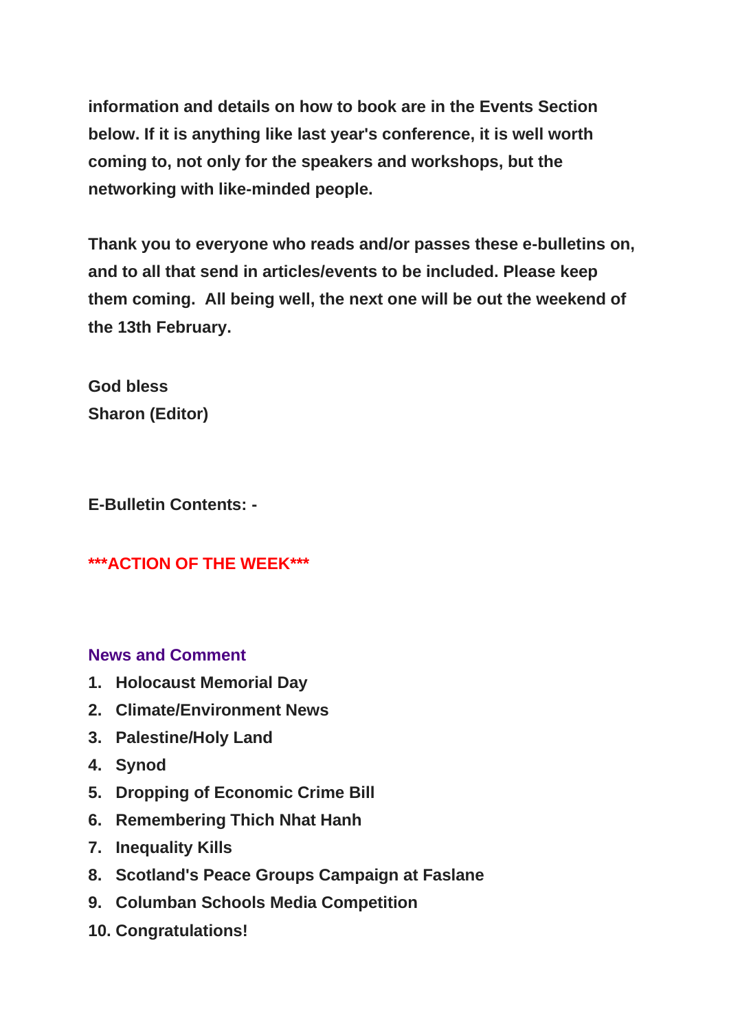**information and details on how to book are in the Events Section below. If it is anything like last year's conference, it is well worth coming to, not only for the speakers and workshops, but the networking with like-minded people.**

**Thank you to everyone who reads and/or passes these e-bulletins on, and to all that send in articles/events to be included. Please keep them coming. All being well, the next one will be out the weekend of the 13th February.**

**God bless**
**Sharon (Editor)**

**E-Bulletin Contents: -**

**\*\*\*ACTION OF THE WEEK\*\*\***

**News and Comment**

1. **Holocaust Memorial Day**
2. **Climate/Environment News**
3. **Palestine/Holy Land**
4. **Synod**
5. **Dropping of Economic Crime Bill**
6. **Remembering Thich Nhat Hanh**
7. **Inequality Kills**
8. **Scotland's Peace Groups Campaign at Faslane**
9. **Columban Schools Media Competition**
10. **Congratulations!**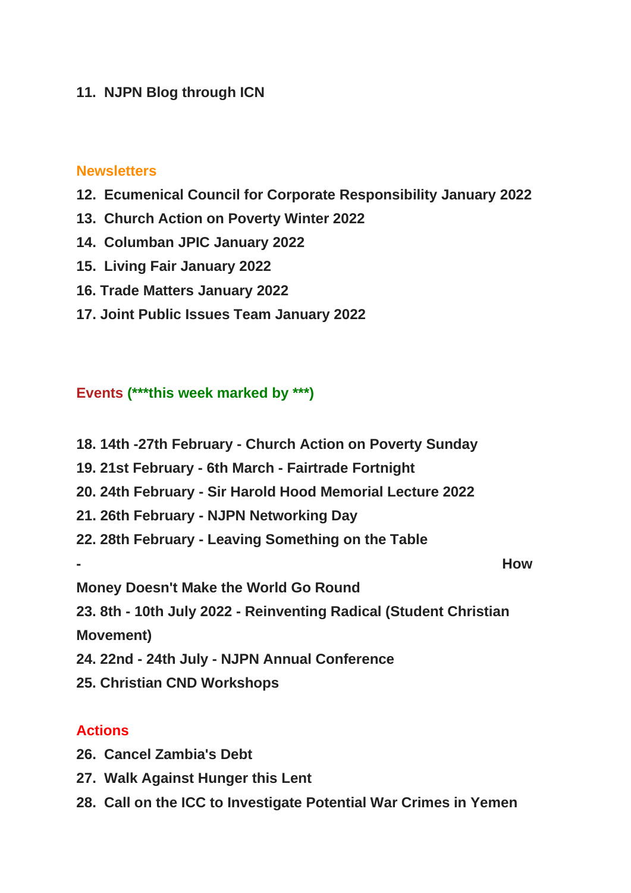**11. NJPN Blog through ICN**

## Newsletters

**12. Ecumenical Council for Corporate Responsibility January 2022**
**13. Church Action on Poverty Winter 2022**
**14. Columban JPIC January 2022**
**15. Living Fair January 2022**
**16. Trade Matters January 2022**
**17. Joint Public Issues Team January 2022**

## Events (***this week marked by ***)

**18. 14th -27th February - Church Action on Poverty Sunday**
**19. 21st February - 6th March - Fairtrade Fortnight**
**20. 24th February - Sir Harold Hood Memorial Lecture 2022**
**21. 26th February - NJPN Networking Day**
**22. 28th February - Leaving Something on the Table - How Money Doesn't Make the World Go Round**
**23. 8th - 10th July 2022 - Reinventing Radical (Student Christian Movement)**
**24. 22nd - 24th July - NJPN Annual Conference**
**25. Christian CND Workshops**

## Actions

**26. Cancel Zambia's Debt**
**27. Walk Against Hunger this Lent**
**28. Call on the ICC to Investigate Potential War Crimes in Yemen**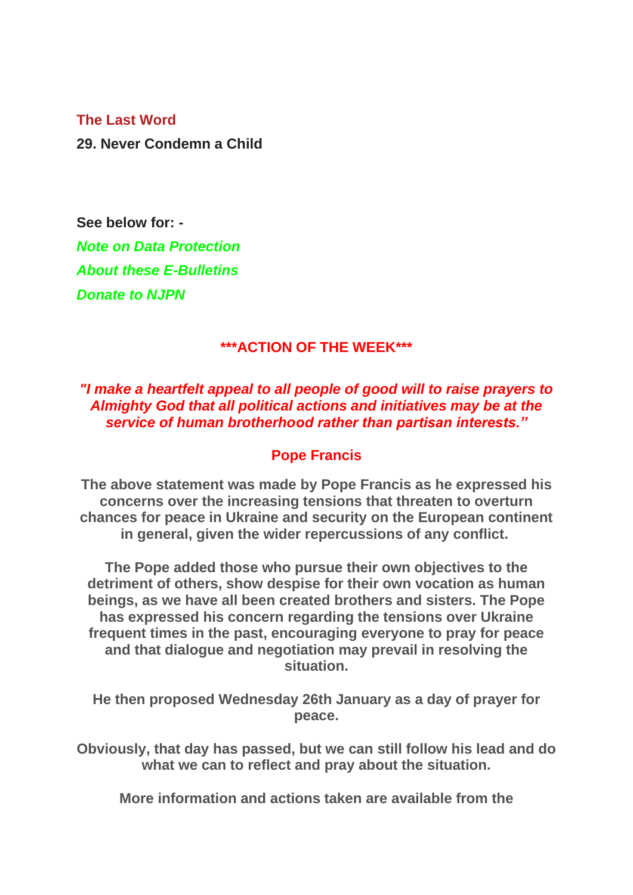**The Last Word**

**29. Never Condemn a Child**

**See below for: -**

***Note on Data Protection***

***About these E-Bulletins***

***Donate to NJPN***

## \*\*\*ACTION OF THE WEEK\*\*\*

***"I make a heartfelt appeal to all people of good will to raise prayers to Almighty God that all political actions and initiatives may be at the service of human brotherhood rather than partisan interests."***

**Pope Francis**

**The above statement was made by Pope Francis as he expressed his concerns over the increasing tensions that threaten to overturn chances for peace in Ukraine and security on the European continent in general, given the wider repercussions of any conflict.**

**The Pope added those who pursue their own objectives to the detriment of others, show despise for their own vocation as human beings, as we have all been created brothers and sisters. The Pope has expressed his concern regarding the tensions over Ukraine frequent times in the past, encouraging everyone to pray for peace and that dialogue and negotiation may prevail in resolving the situation.**

**He then proposed Wednesday 26th January as a day of prayer for peace.**

**Obviously, that day has passed, but we can still follow his lead and do what we can to reflect and pray about the situation.**

**More information and actions taken are available from the**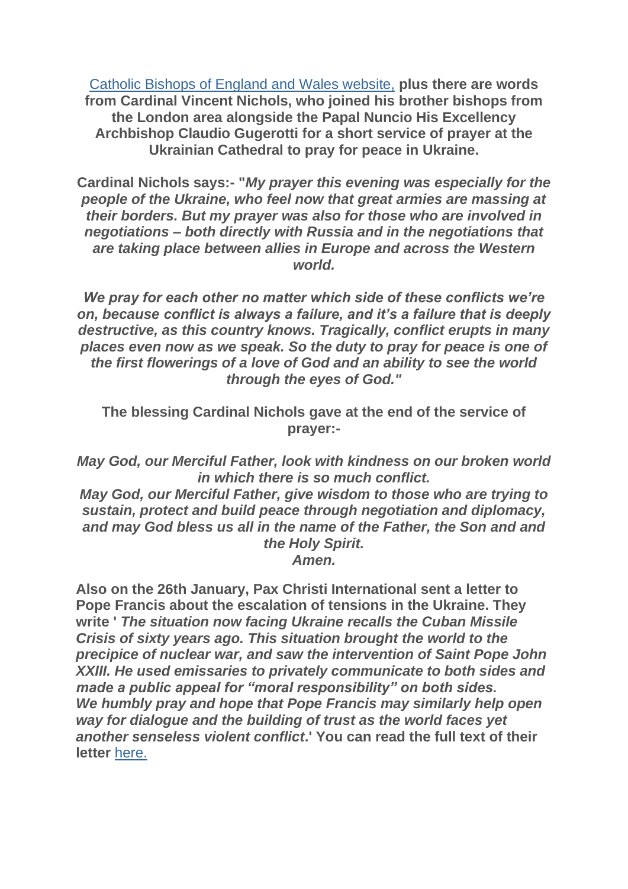Catholic Bishops of England and Wales website, **plus there are words from Cardinal Vincent Nichols, who joined his brother bishops from the London area alongside the Papal Nuncio His Excellency Archbishop Claudio Gugerotti for a short service of prayer at the Ukrainian Cathedral to pray for peace in Ukraine.**

**Cardinal Nichols says:- "*My prayer this evening was especially for the people of the Ukraine, who feel now that great armies are massing at their borders. But my prayer was also for those who are involved in negotiations – both directly with Russia and in the negotiations that are taking place between allies in Europe and across the Western world.***

***We pray for each other no matter which side of these conflicts we're on, because conflict is always a failure, and it's a failure that is deeply destructive, as this country knows. Tragically, conflict erupts in many places even now as we speak. So the duty to pray for peace is one of the first flowerings of a love of God and an ability to see the world through the eyes of God."***

**The blessing Cardinal Nichols gave at the end of the service of prayer:-**

***May God, our Merciful Father, look with kindness on our broken world in which there is so much conflict.***
***May God, our Merciful Father, give wisdom to those who are trying to sustain, protect and build peace through negotiation and diplomacy, and may God bless us all in the name of the Father, the Son and and the Holy Spirit.***
***Amen.***

**Also on the 26th January, Pax Christi International sent a letter to Pope Francis about the escalation of tensions in the Ukraine. They write ' *The situation now facing Ukraine recalls the Cuban Missile Crisis of sixty years ago. This situation brought the world to the precipice of nuclear war, and saw the intervention of Saint Pope John XXIII. He used emissaries to privately communicate to both sides and made a public appeal for "moral responsibility" on both sides. We humbly pray and hope that Pope Francis may similarly help open way for dialogue and the building of trust as the world faces yet another senseless violent conflict*.' You can read the full text of their letter** here.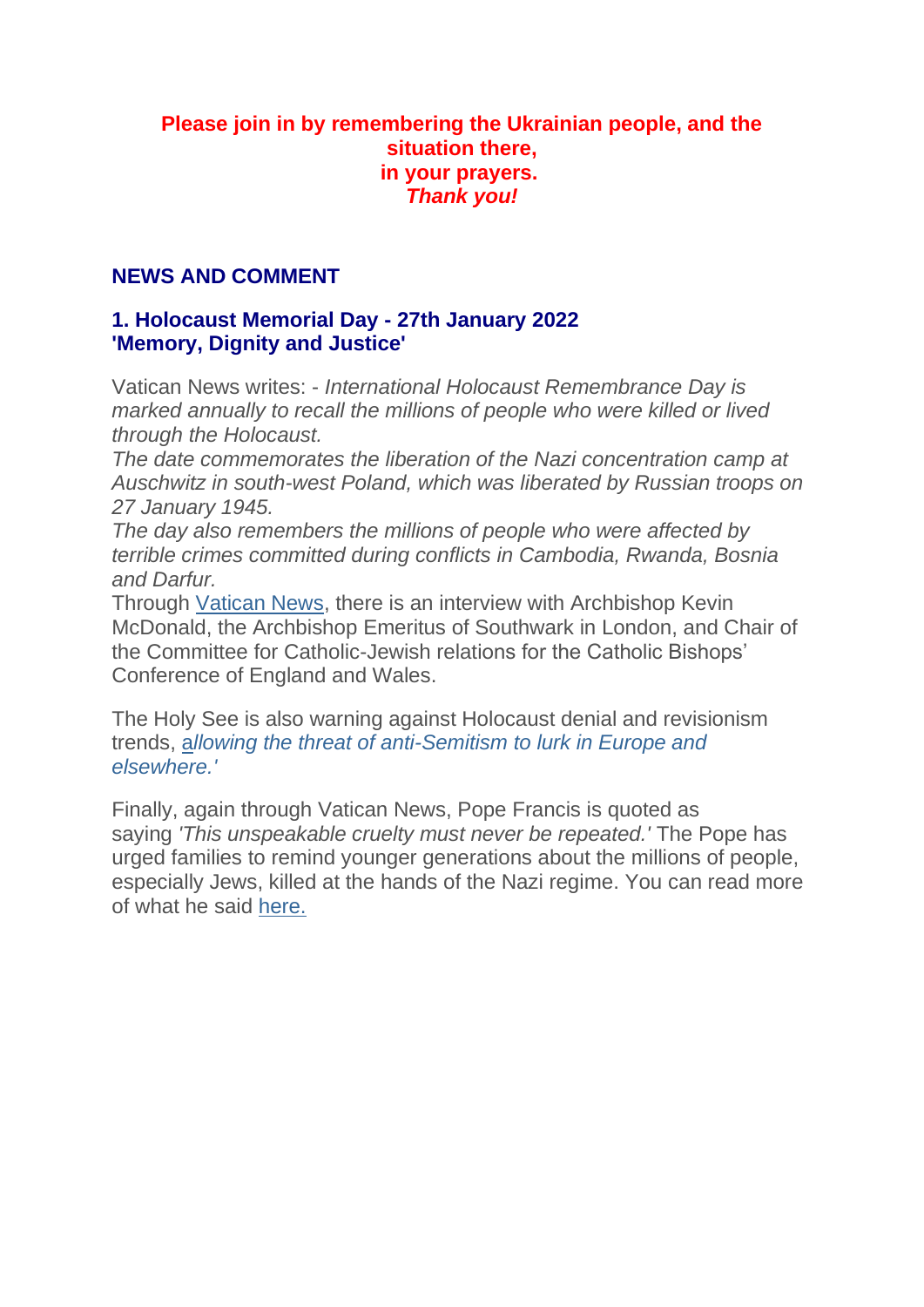**Please join in by remembering the Ukrainian people, and the situation there,**
**in your prayers.**
***Thank you!***

## NEWS AND COMMENT

### 1. Holocaust Memorial Day - 27th January 2022
### 'Memory, Dignity and Justice'

Vatican News writes: - *International Holocaust Remembrance Day is marked annually to recall the millions of people who were killed or lived through the Holocaust.*
*The date commemorates the liberation of the Nazi concentration camp at Auschwitz in south-west Poland, which was liberated by Russian troops on 27 January 1945.*
*The day also remembers the millions of people who were affected by terrible crimes committed during conflicts in Cambodia, Rwanda, Bosnia and Darfur.*
Through Vatican News, there is an interview with Archbishop Kevin McDonald, the Archbishop Emeritus of Southwark in London, and Chair of the Committee for Catholic-Jewish relations for the Catholic Bishops' Conference of England and Wales.

The Holy See is also warning against Holocaust denial and revisionism trends, *allowing the threat of anti-Semitism to lurk in Europe and elsewhere.'*

Finally, again through Vatican News, Pope Francis is quoted as saying *'This unspeakable cruelty must never be repeated.'* The Pope has urged families to remind younger generations about the millions of people, especially Jews, killed at the hands of the Nazi regime. You can read more of what he said here.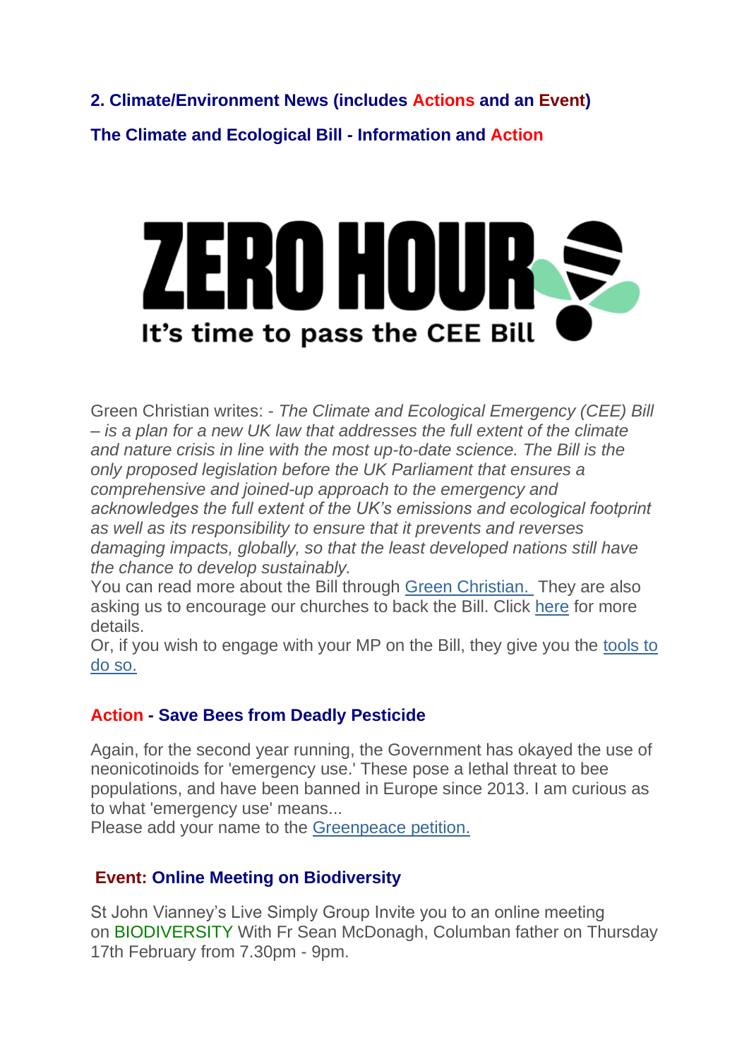**2. Climate/Environment News (includes Actions and an Event)**

**The Climate and Ecological Bill - Information and Action**

ZERO HOUR

It's time to pass the CEE Bill

Green Christian writes: - *The Climate and Ecological Emergency (CEE) Bill – is a plan for a new UK law that addresses the full extent of the climate and nature crisis in line with the most up-to-date science. The Bill is the only proposed legislation before the UK Parliament that ensures a comprehensive and joined-up approach to the emergency and acknowledges the full extent of the UK's emissions and ecological footprint as well as its responsibility to ensure that it prevents and reverses damaging impacts, globally, so that the least developed nations still have the chance to develop sustainably.*

You can read more about the Bill through Green Christian. They are also asking us to encourage our churches to back the Bill. Click here for more details.

Or, if you wish to engage with your MP on the Bill, they give you the tools to do so.

**Action - Save Bees from Deadly Pesticide**

Again, for the second year running, the Government has okayed the use of neonicotinoids for 'emergency use.' These pose a lethal threat to bee populations, and have been banned in Europe since 2013. I am curious as to what 'emergency use' means...

Please add your name to the Greenpeace petition.

**Event: Online Meeting on Biodiversity**

St John Vianney's Live Simply Group Invite you to an online meeting on BIODIVERSITY With Fr Sean McDonagh, Columban father on Thursday 17th February from 7.30pm - 9pm.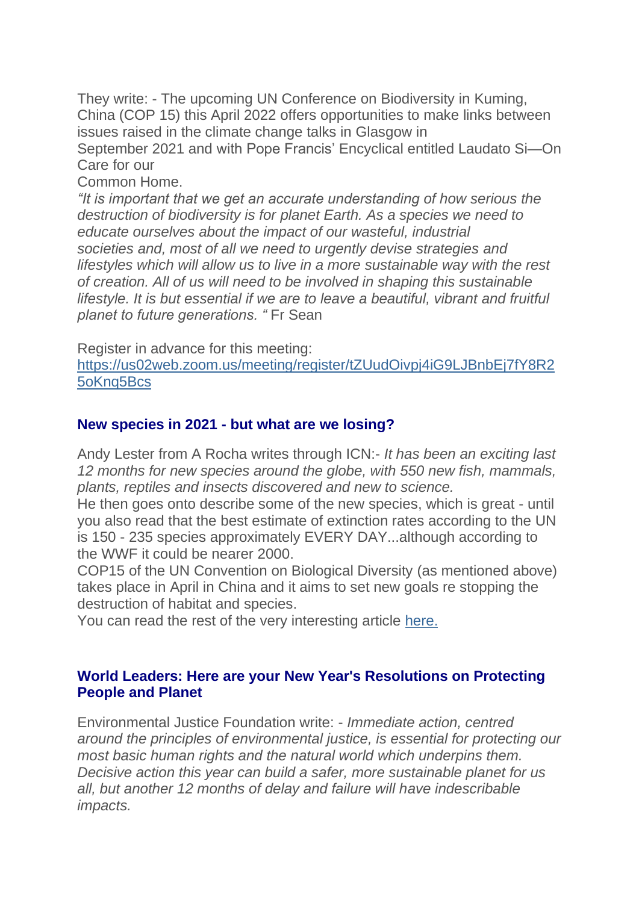They write: - The upcoming UN Conference on Biodiversity in Kuming, China (COP 15) this April 2022 offers opportunities to make links between issues raised in the climate change talks in Glasgow in September 2021 and with Pope Francis' Encyclical entitled Laudato Si—On Care for our Common Home.

*"It is important that we get an accurate understanding of how serious the destruction of biodiversity is for planet Earth. As a species we need to educate ourselves about the impact of our wasteful, industrial societies and, most of all we need to urgently devise strategies and lifestyles which will allow us to live in a more sustainable way with the rest of creation. All of us will need to be involved in shaping this sustainable lifestyle. It is but essential if we are to leave a beautiful, vibrant and fruitful planet to future generations. "* Fr Sean

Register in advance for this meeting:
[https://us02web.zoom.us/meeting/register/tZUudOivpj4iG9LJBnbEj7fY8R25oKnq5Bcs](https://us02web.zoom.us/meeting/register/tZUudOivpj4iG9LJBnbEj7fY8R25oKnq5Bcs)

### New species in 2021 - but what are we losing?

Andy Lester from A Rocha writes through ICN:- *It has been an exciting last 12 months for new species around the globe, with 550 new fish, mammals, plants, reptiles and insects discovered and new to science.*

He then goes onto describe some of the new species, which is great - until you also read that the best estimate of extinction rates according to the UN is 150 - 235 species approximately EVERY DAY...although according to the WWF it could be nearer 2000.

COP15 of the UN Convention on Biological Diversity (as mentioned above) takes place in April in China and it aims to set new goals re stopping the destruction of habitat and species.

You can read the rest of the very interesting article [here.]()

### World Leaders: Here are your New Year's Resolutions on Protecting People and Planet

Environmental Justice Foundation write: - *Immediate action, centred around the principles of environmental justice, is essential for protecting our most basic human rights and the natural world which underpins them. Decisive action this year can build a safer, more sustainable planet for us all, but another 12 months of delay and failure will have indescribable impacts.*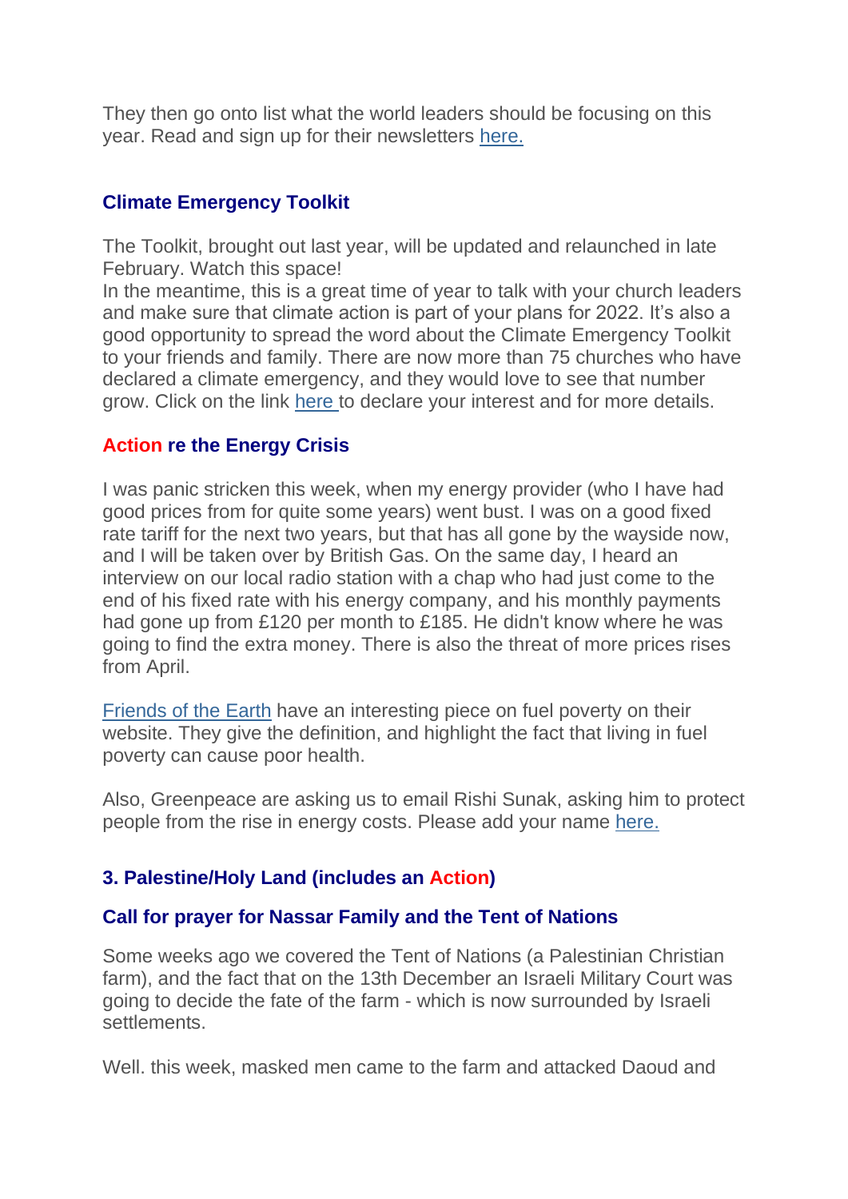They then go onto list what the world leaders should be focusing on this year. Read and sign up for their newsletters here.

### Climate Emergency Toolkit

The Toolkit, brought out last year, will be updated and relaunched in late February. Watch this space!
In the meantime, this is a great time of year to talk with your church leaders and make sure that climate action is part of your plans for 2022. It's also a good opportunity to spread the word about the Climate Emergency Toolkit to your friends and family. There are now more than 75 churches who have declared a climate emergency, and they would love to see that number grow. Click on the link here to declare your interest and for more details.

### Action re the Energy Crisis

I was panic stricken this week, when my energy provider (who I have had good prices from for quite some years) went bust. I was on a good fixed rate tariff for the next two years, but that has all gone by the wayside now, and I will be taken over by British Gas. On the same day, I heard an interview on our local radio station with a chap who had just come to the end of his fixed rate with his energy company, and his monthly payments had gone up from £120 per month to £185. He didn't know where he was going to find the extra money. There is also the threat of more prices rises from April.

Friends of the Earth have an interesting piece on fuel poverty on their website. They give the definition, and highlight the fact that living in fuel poverty can cause poor health.

Also, Greenpeace are asking us to email Rishi Sunak, asking him to protect people from the rise in energy costs. Please add your name here.

### 3. Palestine/Holy Land (includes an Action)

### Call for prayer for Nassar Family and the Tent of Nations

Some weeks ago we covered the Tent of Nations (a Palestinian Christian farm), and the fact that on the 13th December an Israeli Military Court was going to decide the fate of the farm - which is now surrounded by Israeli settlements.

Well. this week, masked men came to the farm and attacked Daoud and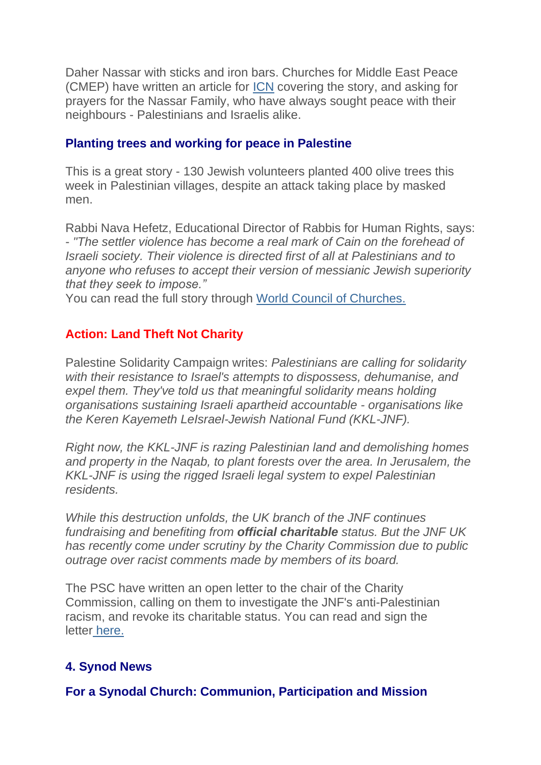Daher Nassar with sticks and iron bars. Churches for Middle East Peace (CMEP) have written an article for ICN covering the story, and asking for prayers for the Nassar Family, who have always sought peace with their neighbours - Palestinians and Israelis alike.

### Planting trees and working for peace in Palestine

This is a great story - 130 Jewish volunteers planted 400 olive trees this week in Palestinian villages, despite an attack taking place by masked men.

Rabbi Nava Hefetz, Educational Director of Rabbis for Human Rights, says: - *"The settler violence has become a real mark of Cain on the forehead of Israeli society. Their violence is directed first of all at Palestinians and to anyone who refuses to accept their version of messianic Jewish superiority that they seek to impose."*
You can read the full story through World Council of Churches.

### Action: Land Theft Not Charity

Palestine Solidarity Campaign writes: *Palestinians are calling for solidarity with their resistance to Israel's attempts to dispossess, dehumanise, and expel them. They've told us that meaningful solidarity means holding organisations sustaining Israeli apartheid accountable - organisations like the Keren Kayemeth LeIsrael-Jewish National Fund (KKL-JNF).*

*Right now, the KKL-JNF is razing Palestinian land and demolishing homes and property in the Naqab, to plant forests over the area. In Jerusalem, the KKL-JNF is using the rigged Israeli legal system to expel Palestinian residents.*

*While this destruction unfolds, the UK branch of the JNF continues fundraising and benefiting from* ***official charitable*** *status. But the JNF UK has recently come under scrutiny by the Charity Commission due to public outrage over racist comments made by members of its board.*

The PSC have written an open letter to the chair of the Charity Commission, calling on them to investigate the JNF's anti-Palestinian racism, and revoke its charitable status. You can read and sign the letter here.

## 4. Synod News

### For a Synodal Church: Communion, Participation and Mission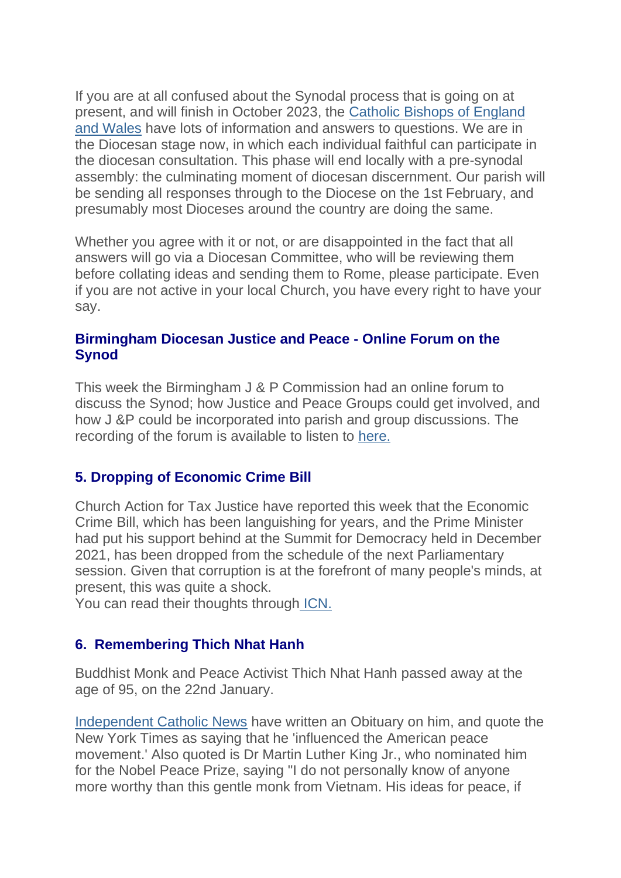If you are at all confused about the Synodal process that is going on at present, and will finish in October 2023, the Catholic Bishops of England and Wales have lots of information and answers to questions. We are in the Diocesan stage now, in which each individual faithful can participate in the diocesan consultation. This phase will end locally with a pre-synodal assembly: the culminating moment of diocesan discernment. Our parish will be sending all responses through to the Diocese on the 1st February, and presumably most Dioceses around the country are doing the same.

Whether you agree with it or not, or are disappointed in the fact that all answers will go via a Diocesan Committee, who will be reviewing them before collating ideas and sending them to Rome, please participate. Even if you are not active in your local Church, you have every right to have your say.

### Birmingham Diocesan Justice and Peace - Online Forum on the Synod

This week the Birmingham J & P Commission had an online forum to discuss the Synod; how Justice and Peace Groups could get involved, and how J &P could be incorporated into parish and group discussions. The recording of the forum is available to listen to here.

### 5. Dropping of Economic Crime Bill

Church Action for Tax Justice have reported this week that the Economic Crime Bill, which has been languishing for years, and the Prime Minister had put his support behind at the Summit for Democracy held in December 2021, has been dropped from the schedule of the next Parliamentary session. Given that corruption is at the forefront of many people's minds, at present, this was quite a shock.
You can read their thoughts through ICN.

### 6. Remembering Thich Nhat Hanh

Buddhist Monk and Peace Activist Thich Nhat Hanh passed away at the age of 95, on the 22nd January.

Independent Catholic News have written an Obituary on him, and quote the New York Times as saying that he 'influenced the American peace movement.' Also quoted is Dr Martin Luther King Jr., who nominated him for the Nobel Peace Prize, saying "I do not personally know of anyone more worthy than this gentle monk from Vietnam. His ideas for peace, if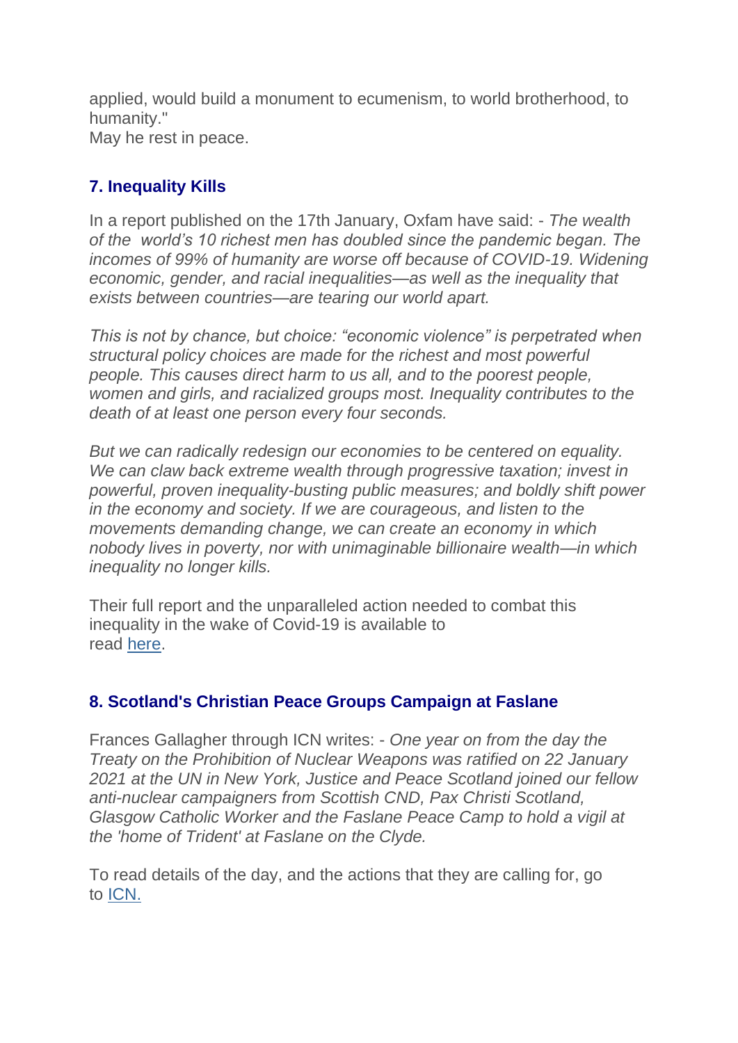applied, would build a monument to ecumenism, to world brotherhood, to humanity."
May he rest in peace.

### 7. Inequality Kills

In a report published on the 17th January, Oxfam have said: - *The wealth of the world's 10 richest men has doubled since the pandemic began. The incomes of 99% of humanity are worse off because of COVID-19. Widening economic, gender, and racial inequalities—as well as the inequality that exists between countries—are tearing our world apart.*

*This is not by chance, but choice: "economic violence" is perpetrated when structural policy choices are made for the richest and most powerful people. This causes direct harm to us all, and to the poorest people, women and girls, and racialized groups most. Inequality contributes to the death of at least one person every four seconds.*

*But we can radically redesign our economies to be centered on equality. We can claw back extreme wealth through progressive taxation; invest in powerful, proven inequality-busting public measures; and boldly shift power in the economy and society. If we are courageous, and listen to the movements demanding change, we can create an economy in which nobody lives in poverty, nor with unimaginable billionaire wealth—in which inequality no longer kills.*

Their full report and the unparalleled action needed to combat this inequality in the wake of Covid-19 is available to read here.

### 8. Scotland's Christian Peace Groups Campaign at Faslane

Frances Gallagher through ICN writes: - *One year on from the day the Treaty on the Prohibition of Nuclear Weapons was ratified on 22 January 2021 at the UN in New York, Justice and Peace Scotland joined our fellow anti-nuclear campaigners from Scottish CND, Pax Christi Scotland, Glasgow Catholic Worker and the Faslane Peace Camp to hold a vigil at the 'home of Trident' at Faslane on the Clyde.*

To read details of the day, and the actions that they are calling for, go to ICN.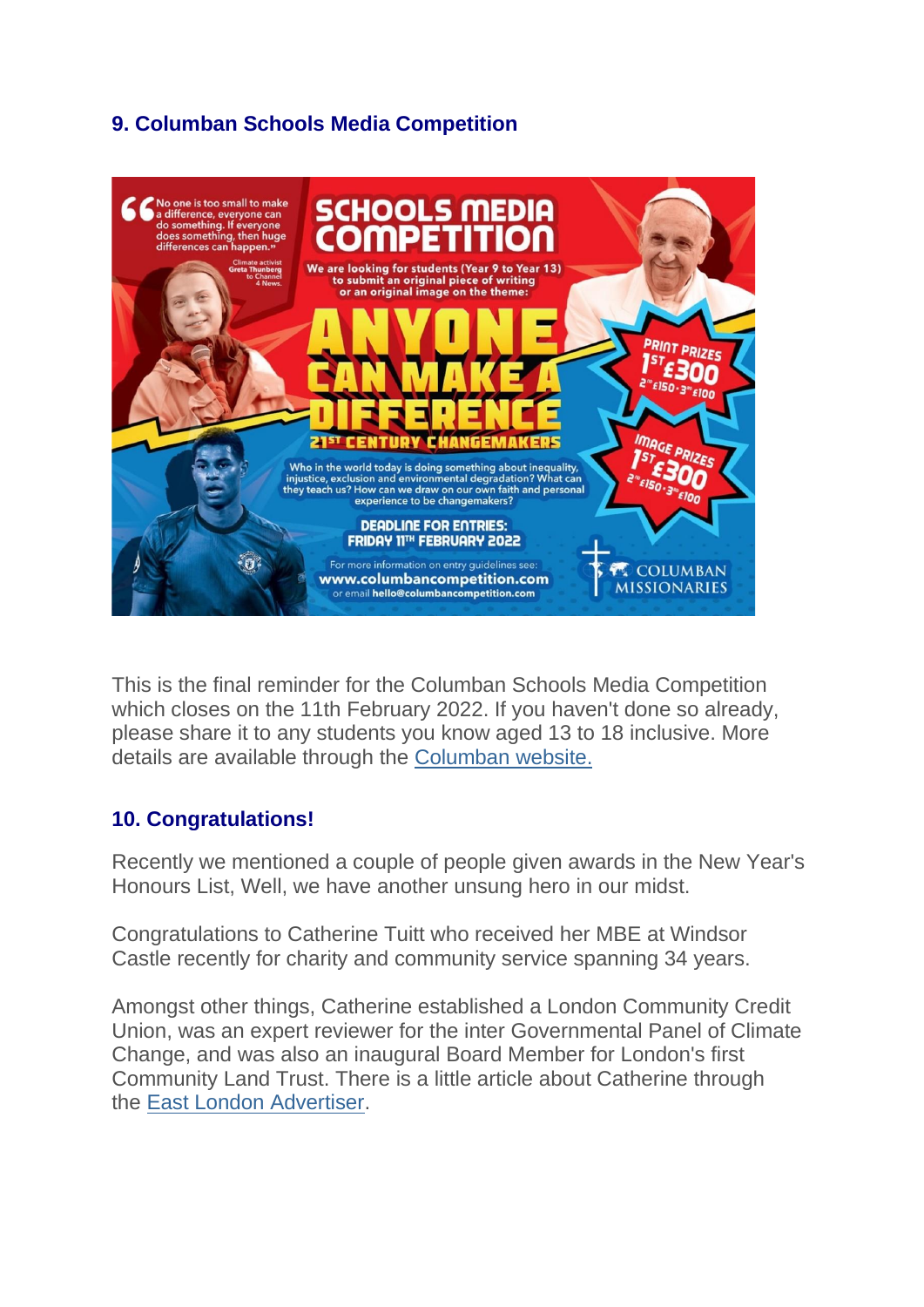### 9. Columban Schools Media Competition

This is the final reminder for the Columban Schools Media Competition which closes on the 11th February 2022. If you haven't done so already, please share it to any students you know aged 13 to 18 inclusive. More details are available through the Columban website.

### 10. Congratulations!

Recently we mentioned a couple of people given awards in the New Year's Honours List, Well, we have another unsung hero in our midst.

Congratulations to Catherine Tuitt who received her MBE at Windsor Castle recently for charity and community service spanning 34 years.

Amongst other things, Catherine established a London Community Credit Union, was an expert reviewer for the inter Governmental Panel of Climate Change, and was also an inaugural Board Member for London's first Community Land Trust. There is a little article about Catherine through the East London Advertiser.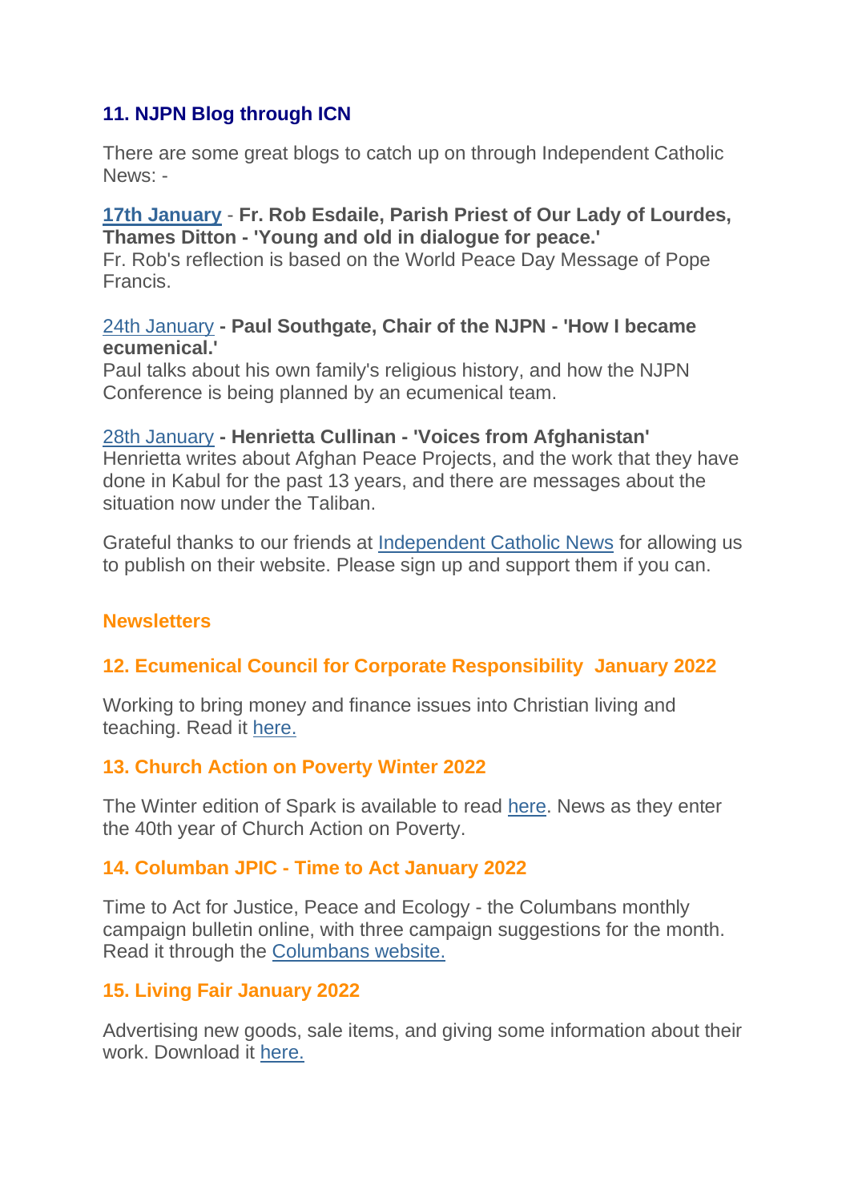## 11. NJPN Blog through ICN

There are some great blogs to catch up on through Independent Catholic News: -

**17th January - Fr. Rob Esdaile, Parish Priest of Our Lady of Lourdes, Thames Ditton - 'Young and old in dialogue for peace.'**
Fr. Rob's reflection is based on the World Peace Day Message of Pope Francis.

24th January **- Paul Southgate, Chair of the NJPN - 'How I became ecumenical.'**
Paul talks about his own family's religious history, and how the NJPN Conference is being planned by an ecumenical team.

28th January **- Henrietta Cullinan - 'Voices from Afghanistan'**
Henrietta writes about Afghan Peace Projects, and the work that they have done in Kabul for the past 13 years, and there are messages about the situation now under the Taliban.

Grateful thanks to our friends at Independent Catholic News for allowing us to publish on their website. Please sign up and support them if you can.

## Newsletters

### 12. Ecumenical Council for Corporate Responsibility January 2022

Working to bring money and finance issues into Christian living and teaching. Read it here.

### 13. Church Action on Poverty Winter 2022

The Winter edition of Spark is available to read here. News as they enter the 40th year of Church Action on Poverty.

### 14. Columban JPIC - Time to Act January 2022

Time to Act for Justice, Peace and Ecology - the Columbans monthly campaign bulletin online, with three campaign suggestions for the month. Read it through the Columbans website.

### 15. Living Fair January 2022

Advertising new goods, sale items, and giving some information about their work. Download it here.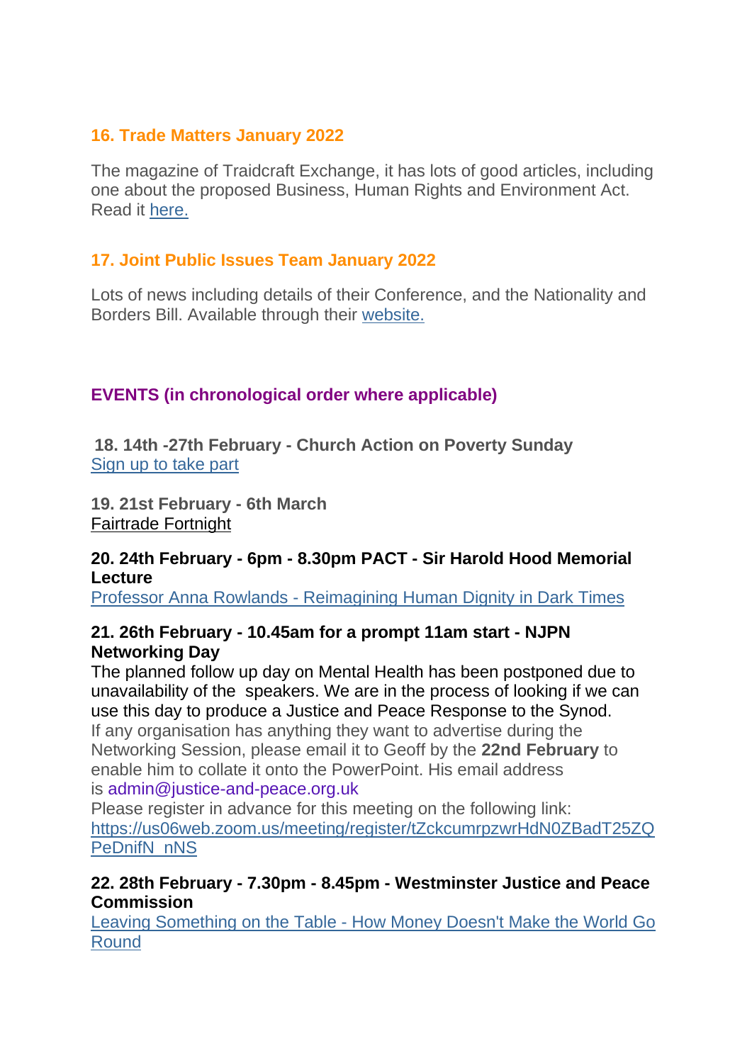### 16. Trade Matters January 2022

The magazine of Traidcraft Exchange, it has lots of good articles, including one about the proposed Business, Human Rights and Environment Act. Read it here.

### 17. Joint Public Issues Team January 2022

Lots of news including details of their Conference, and the Nationality and Borders Bill. Available through their website.

## EVENTS (in chronological order where applicable)

**18. 14th -27th February - Church Action on Poverty Sunday**
Sign up to take part

**19. 21st February - 6th March**
Fairtrade Fortnight

**20. 24th February - 6pm - 8.30pm PACT - Sir Harold Hood Memorial Lecture**
Professor Anna Rowlands - Reimagining Human Dignity in Dark Times

**21. 26th February - 10.45am for a prompt 11am start - NJPN Networking Day**
The planned follow up day on Mental Health has been postponed due to unavailability of the speakers. We are in the process of looking if we can use this day to produce a Justice and Peace Response to the Synod.
If any organisation has anything they want to advertise during the Networking Session, please email it to Geoff by the **22nd February** to enable him to collate it onto the PowerPoint. His email address is admin@justice-and-peace.org.uk
Please register in advance for this meeting on the following link:
https://us06web.zoom.us/meeting/register/tZckcumrpzwrHdN0ZBadT25ZQPeDnifN_nNS

**22. 28th February - 7.30pm - 8.45pm - Westminster Justice and Peace Commission**
Leaving Something on the Table - How Money Doesn't Make the World Go Round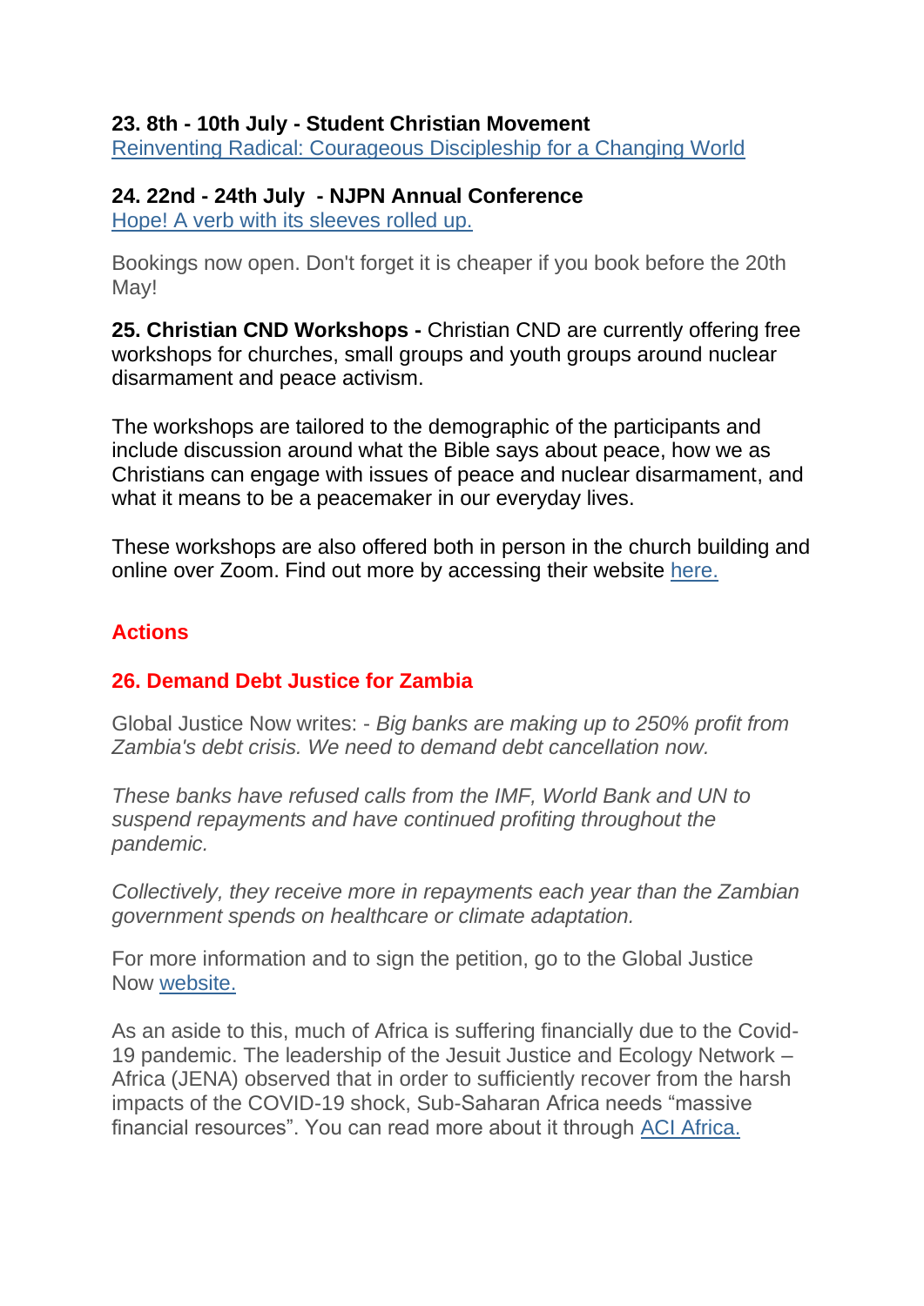**23. 8th - 10th July - Student Christian Movement**
[Reinventing Radical: Courageous Discipleship for a Changing World]

**24. 22nd - 24th July - NJPN Annual Conference**
[Hope! A verb with its sleeves rolled up.]

Bookings now open. Don't forget it is cheaper if you book before the 20th May!

**25. Christian CND Workshops -** Christian CND are currently offering free workshops for churches, small groups and youth groups around nuclear disarmament and peace activism.

The workshops are tailored to the demographic of the participants and include discussion around what the Bible says about peace, how we as Christians can engage with issues of peace and nuclear disarmament, and what it means to be a peacemaker in our everyday lives.

These workshops are also offered both in person in the church building and online over Zoom. Find out more by accessing their website [here.]

## Actions

### 26. Demand Debt Justice for Zambia

Global Justice Now writes: - *Big banks are making up to 250% profit from Zambia's debt crisis. We need to demand debt cancellation now.*

*These banks have refused calls from the IMF, World Bank and UN to suspend repayments and have continued profiting throughout the pandemic.*

*Collectively, they receive more in repayments each year than the Zambian government spends on healthcare or climate adaptation.*

For more information and to sign the petition, go to the Global Justice Now [website.]

As an aside to this, much of Africa is suffering financially due to the Covid-19 pandemic. The leadership of the Jesuit Justice and Ecology Network – Africa (JENA) observed that in order to sufficiently recover from the harsh impacts of the COVID-19 shock, Sub-Saharan Africa needs "massive financial resources". You can read more about it through [ACI Africa.]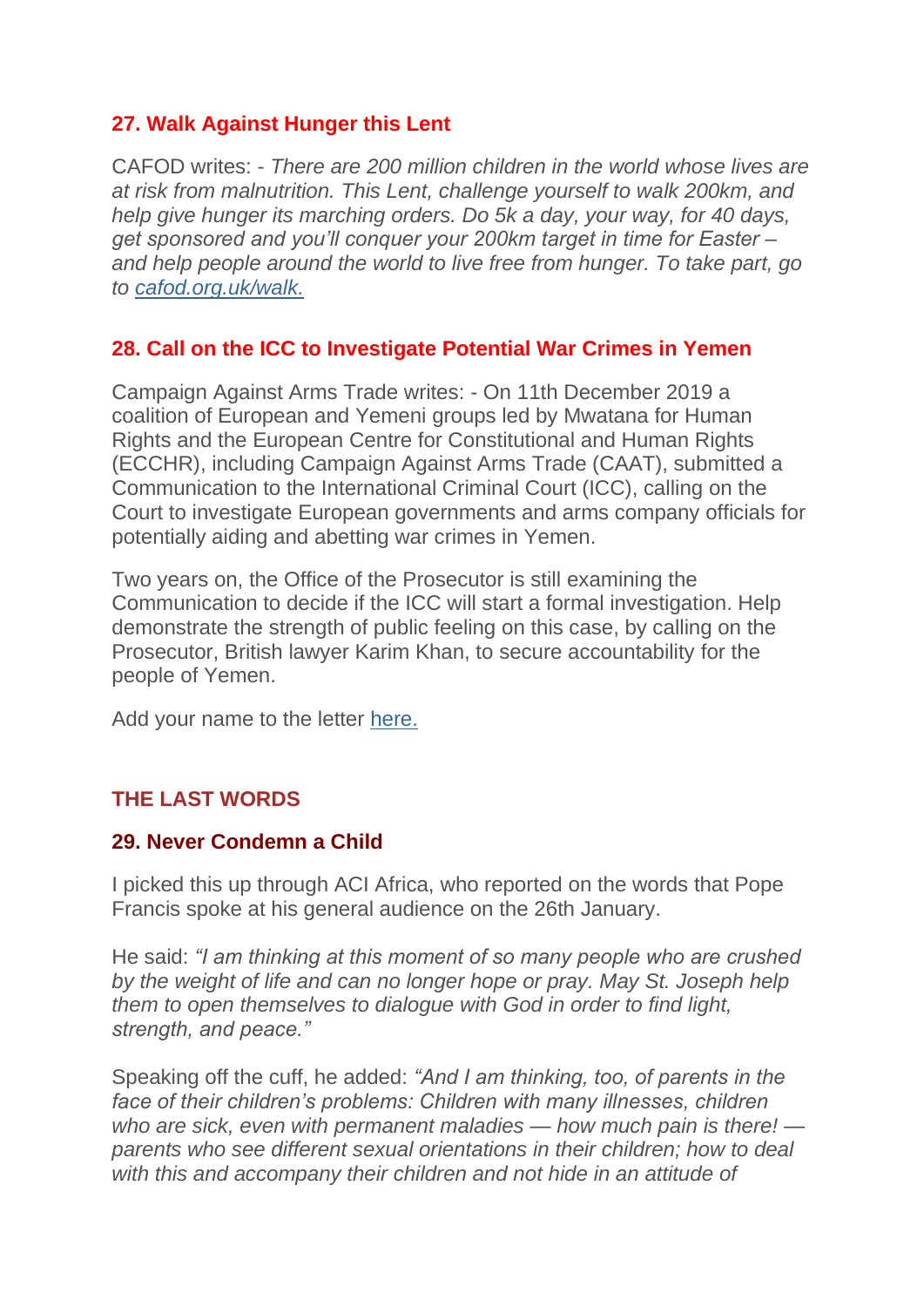### 27. Walk Against Hunger this Lent

CAFOD writes: - *There are 200 million children in the world whose lives are at risk from malnutrition. This Lent, challenge yourself to walk 200km, and help give hunger its marching orders. Do 5k a day, your way, for 40 days, get sponsored and you'll conquer your 200km target in time for Easter – and help people around the world to live free from hunger. To take part, go to [cafod.org.uk/walk.](cafod.org.uk/walk)*

### 28. Call on the ICC to Investigate Potential War Crimes in Yemen

Campaign Against Arms Trade writes: - On 11th December 2019 a coalition of European and Yemeni groups led by Mwatana for Human Rights and the European Centre for Constitutional and Human Rights (ECCHR), including Campaign Against Arms Trade (CAAT), submitted a Communication to the International Criminal Court (ICC), calling on the Court to investigate European governments and arms company officials for potentially aiding and abetting war crimes in Yemen.

Two years on, the Office of the Prosecutor is still examining the Communication to decide if the ICC will start a formal investigation. Help demonstrate the strength of public feeling on this case, by calling on the Prosecutor, British lawyer Karim Khan, to secure accountability for the people of Yemen.

Add your name to the letter here.

## THE LAST WORDS

### 29. Never Condemn a Child

I picked this up through ACI Africa, who reported on the words that Pope Francis spoke at his general audience on the 26th January.

He said: *"I am thinking at this moment of so many people who are crushed by the weight of life and can no longer hope or pray. May St. Joseph help them to open themselves to dialogue with God in order to find light, strength, and peace."*

Speaking off the cuff, he added: *"And I am thinking, too, of parents in the face of their children's problems: Children with many illnesses, children who are sick, even with permanent maladies — how much pain is there! — parents who see different sexual orientations in their children; how to deal with this and accompany their children and not hide in an attitude of*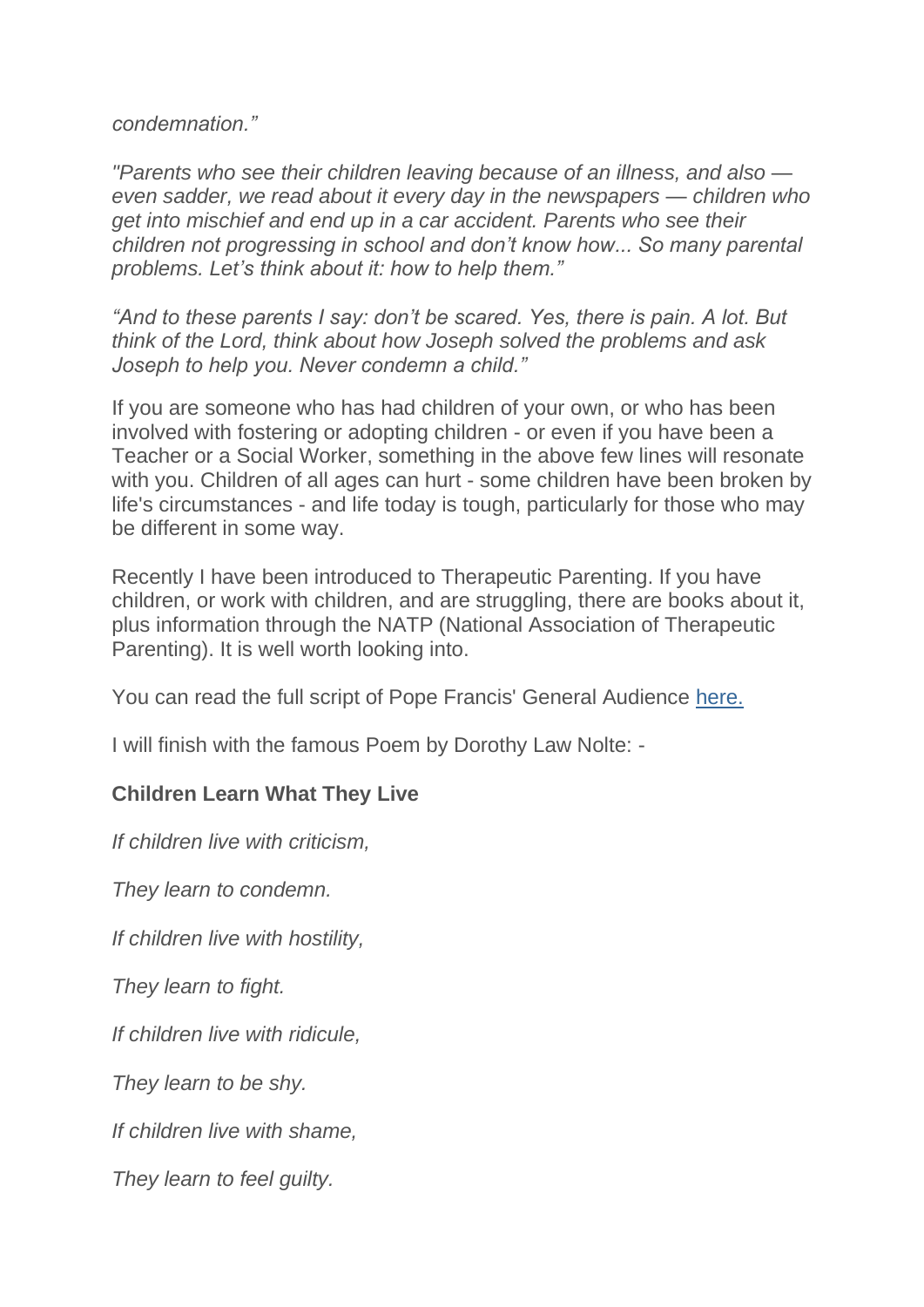*condemnation."*

*"Parents who see their children leaving because of an illness, and also — even sadder, we read about it every day in the newspapers — children who get into mischief and end up in a car accident. Parents who see their children not progressing in school and don't know how... So many parental problems. Let's think about it: how to help them."*

*"And to these parents I say: don't be scared. Yes, there is pain. A lot. But think of the Lord, think about how Joseph solved the problems and ask Joseph to help you. Never condemn a child."*

If you are someone who has had children of your own, or who has been involved with fostering or adopting children - or even if you have been a Teacher or a Social Worker, something in the above few lines will resonate with you. Children of all ages can hurt - some children have been broken by life's circumstances - and life today is tough, particularly for those who may be different in some way.

Recently I have been introduced to Therapeutic Parenting. If you have children, or work with children, and are struggling, there are books about it, plus information through the NATP (National Association of Therapeutic Parenting). It is well worth looking into.

You can read the full script of Pope Francis' General Audience here.

I will finish with the famous Poem by Dorothy Law Nolte: -

**Children Learn What They Live**

*If children live with criticism,*

*They learn to condemn.*

*If children live with hostility,*

*They learn to fight.*

*If children live with ridicule,*

*They learn to be shy.*

*If children live with shame,*

*They learn to feel guilty.*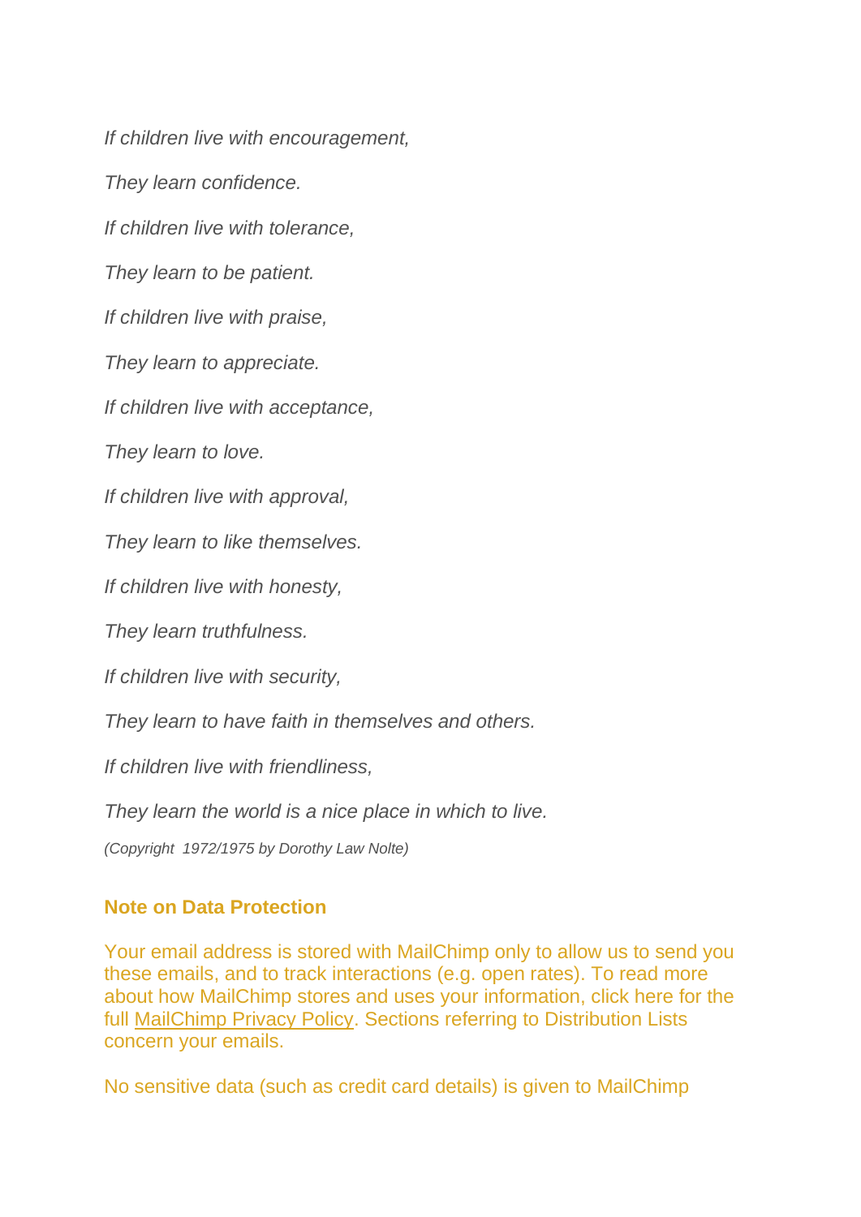*If children live with encouragement,*

*They learn confidence.*

*If children live with tolerance,*

*They learn to be patient.*

*If children live with praise,*

*They learn to appreciate.*

*If children live with acceptance,*

*They learn to love.*

*If children live with approval,*

*They learn to like themselves.*

*If children live with honesty,*

*They learn truthfulness.*

*If children live with security,*

*They learn to have faith in themselves and others.*

*If children live with friendliness,*

*They learn the world is a nice place in which to live.*

*(Copyright 1972/1975 by Dorothy Law Nolte)*

**Note on Data Protection**

Your email address is stored with MailChimp only to allow us to send you these emails, and to track interactions (e.g. open rates). To read more about how MailChimp stores and uses your information, click here for the full MailChimp Privacy Policy. Sections referring to Distribution Lists concern your emails.

No sensitive data (such as credit card details) is given to MailChimp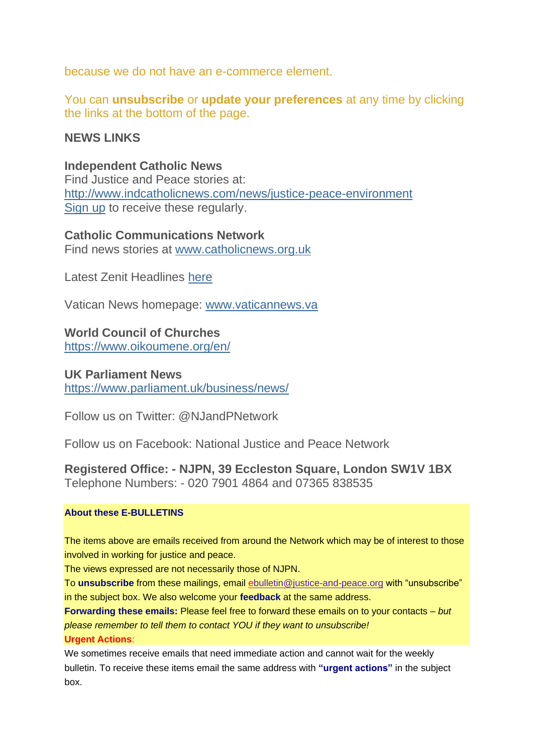because we do not have an e-commerce element.

You can **unsubscribe** or **update your preferences** at any time by clicking the links at the bottom of the page.

## NEWS LINKS

**Independent Catholic News**
Find Justice and Peace stories at:
http://www.indcatholicnews.com/news/justice-peace-environment
Sign up to receive these regularly.

**Catholic Communications Network**
Find news stories at www.catholicnews.org.uk

Latest Zenit Headlines here

Vatican News homepage: www.vaticannews.va

**World Council of Churches**
https://www.oikoumene.org/en/

**UK Parliament News**
https://www.parliament.uk/business/news/

Follow us on Twitter: @NJandPNetwork

Follow us on Facebook: National Justice and Peace Network

**Registered Office: - NJPN, 39 Eccleston Square, London SW1V 1BX**
Telephone Numbers: - 020 7901 4864 and 07365 838535

**About these E-BULLETINS**

The items above are emails received from around the Network which may be of interest to those involved in working for justice and peace.
The views expressed are not necessarily those of NJPN.
To **unsubscribe** from these mailings, email ebulletin@justice-and-peace.org with "unsubscribe" in the subject box. We also welcome your **feedback** at the same address.
**Forwarding these emails:** Please feel free to forward these emails on to your contacts – *but please remember to tell them to contact YOU if they want to unsubscribe!*
**Urgent Actions**:
We sometimes receive emails that need immediate action and cannot wait for the weekly bulletin. To receive these items email the same address with **"urgent actions"** in the subject box.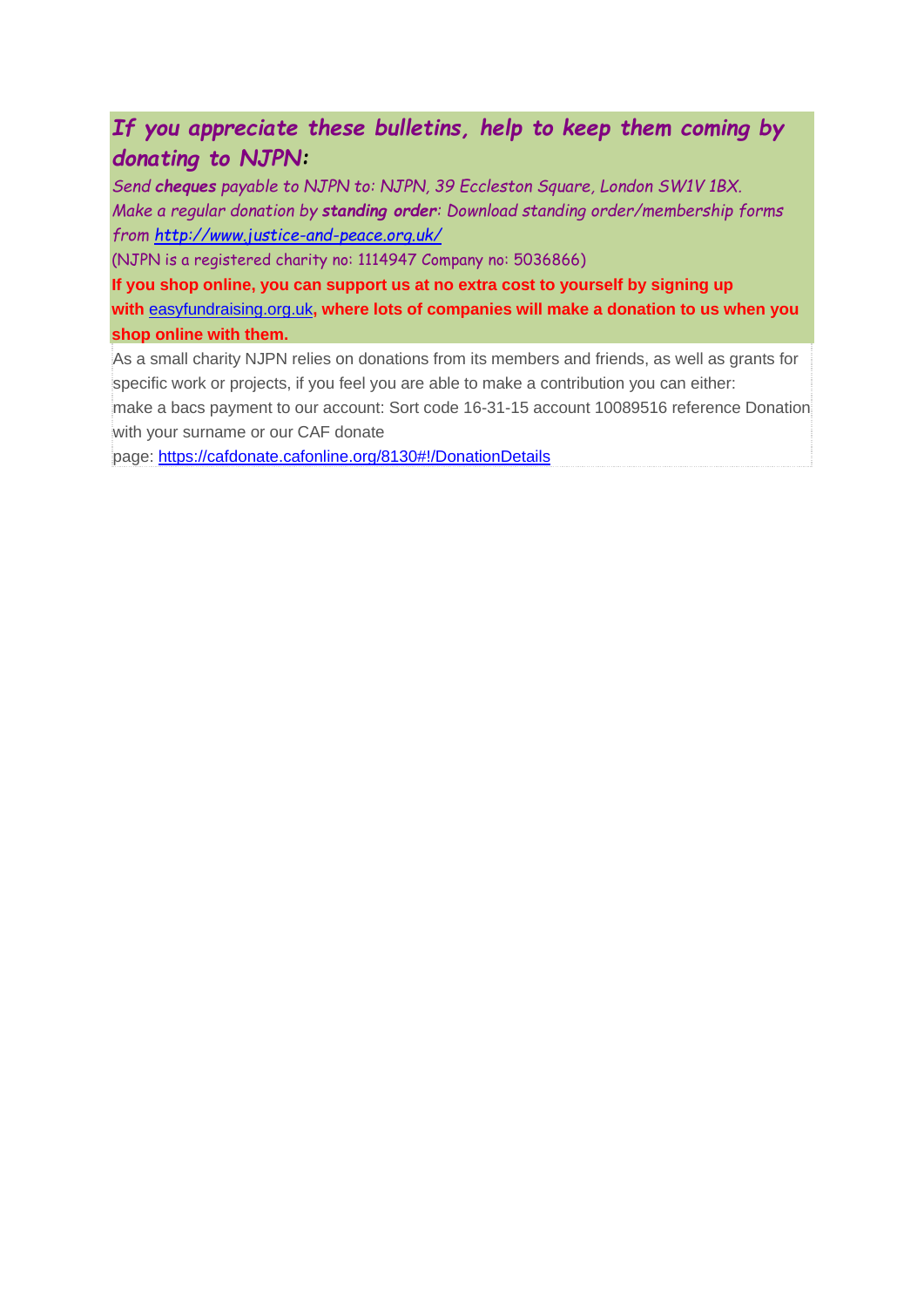***If you appreciate these bulletins, help to keep them coming by donating to NJPN:***

*Send **cheques** payable to NJPN to: NJPN, 39 Eccleston Square, London SW1V 1BX.*
*Make a regular donation by **standing order**: Download standing order/membership forms from [http://www.justice-and-peace.org.uk/](http://www.justice-and-peace.org.uk/)*
(NJPN is a registered charity no: 1114947 Company no: 5036866)

**If you shop online, you can support us at no extra cost to yourself by signing up with [easyfundraising.org.uk](easyfundraising.org.uk), where lots of companies will make a donation to us when you shop online with them.**

As a small charity NJPN relies on donations from its members and friends, as well as grants for specific work or projects, if you feel you are able to make a contribution you can either:
make a bacs payment to our account: Sort code 16-31-15 account 10089516 reference Donation with your surname or our CAF donate page: [https://cafdonate.cafonline.org/8130#!/DonationDetails](https://cafdonate.cafonline.org/8130#!/DonationDetails)